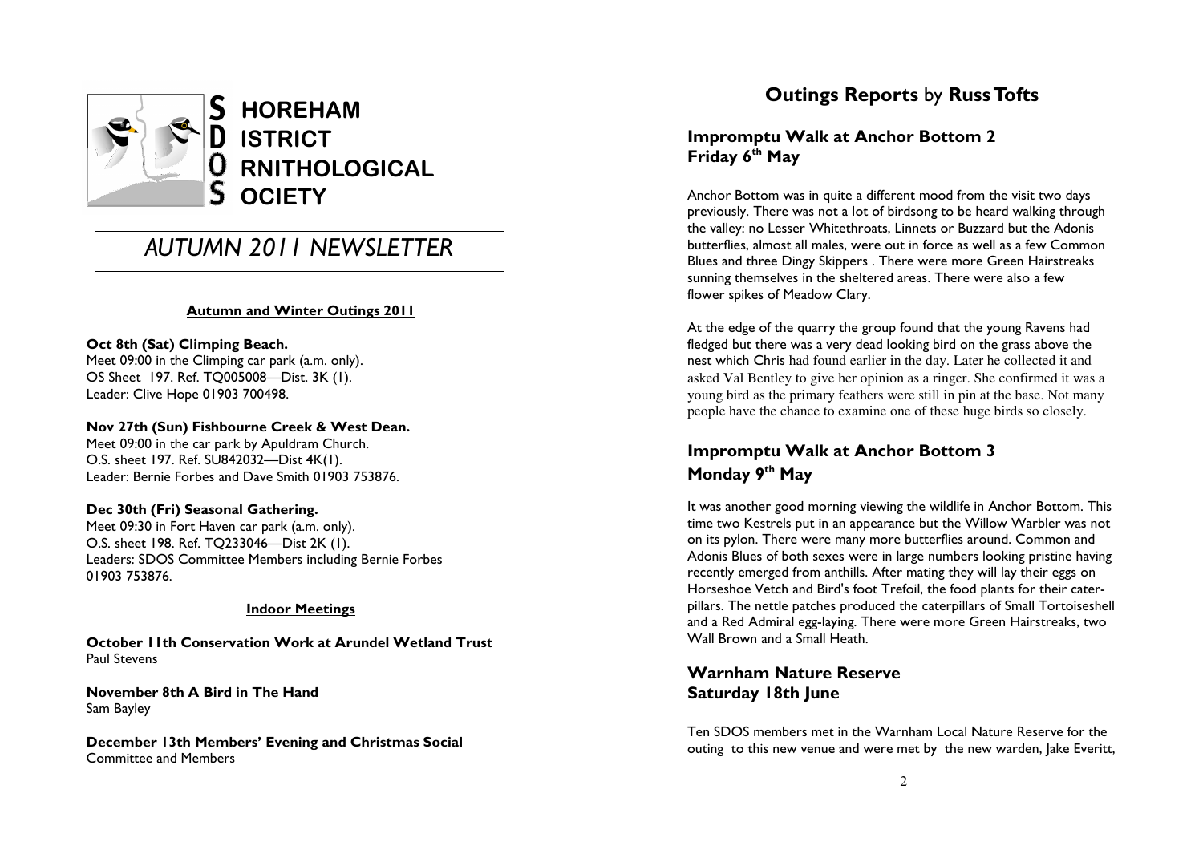# SHOREHAM DISTRICT ORNITHOLOGICAL SOCIETY

*AUTUMN 2011 NEWSLETTER*

**Autumn and Winter Outings 2011**

**Oct 8th (Sat) Climping Beach.**
Meet 09:00 in the Climping car park (a.m. only).
OS Sheet 197. Ref. TQ005008—Dist. 3K (1).
Leader: Clive Hope 01903 700498.

**Nov 27th (Sun) Fishbourne Creek & West Dean.**
Meet 09:00 in the car park by Apuldram Church.
O.S. sheet 197. Ref. SU842032—Dist 4K(1).
Leader: Bernie Forbes and Dave Smith 01903 753876.

**Dec 30th (Fri) Seasonal Gathering.**
Meet 09:30 in Fort Haven car park (a.m. only).
O.S. sheet 198. Ref. TQ233046—Dist 2K (1).
Leaders: SDOS Committee Members including Bernie Forbes 01903 753876.

**Indoor Meetings**

**October 11th Conservation Work at Arundel Wetland Trust**
Paul Stevens

**November 8th A Bird in The Hand**
Sam Bayley

**December 13th Members' Evening and Christmas Social**
Committee and Members

## Outings Reports by Russ Tofts

### Impromptu Walk at Anchor Bottom 2
### Friday 6th May

Anchor Bottom was in quite a different mood from the visit two days previously. There was not a lot of birdsong to be heard walking through the valley: no Lesser Whitethroats, Linnets or Buzzard but the Adonis butterflies, almost all males, were out in force as well as a few Common Blues and three Dingy Skippers . There were more Green Hairstreaks sunning themselves in the sheltered areas. There were also a few flower spikes of Meadow Clary.

At the edge of the quarry the group found that the young Ravens had fledged but there was a very dead looking bird on the grass above the nest which Chris had found earlier in the day. Later he collected it and asked Val Bentley to give her opinion as a ringer. She confirmed it was a young bird as the primary feathers were still in pin at the base. Not many people have the chance to examine one of these huge birds so closely.

### Impromptu Walk at Anchor Bottom 3
### Monday 9th May

It was another good morning viewing the wildlife in Anchor Bottom. This time two Kestrels put in an appearance but the Willow Warbler was not on its pylon. There were many more butterflies around. Common and Adonis Blues of both sexes were in large numbers looking pristine having recently emerged from anthills. After mating they will lay their eggs on Horseshoe Vetch and Bird's foot Trefoil, the food plants for their caterpillars. The nettle patches produced the caterpillars of Small Tortoiseshell and a Red Admiral egg-laying. There were more Green Hairstreaks, two Wall Brown and a Small Heath.

### Warnham Nature Reserve
### Saturday 18th June

Ten SDOS members met in the Warnham Local Nature Reserve for the outing to this new venue and were met by the new warden, Jake Everitt,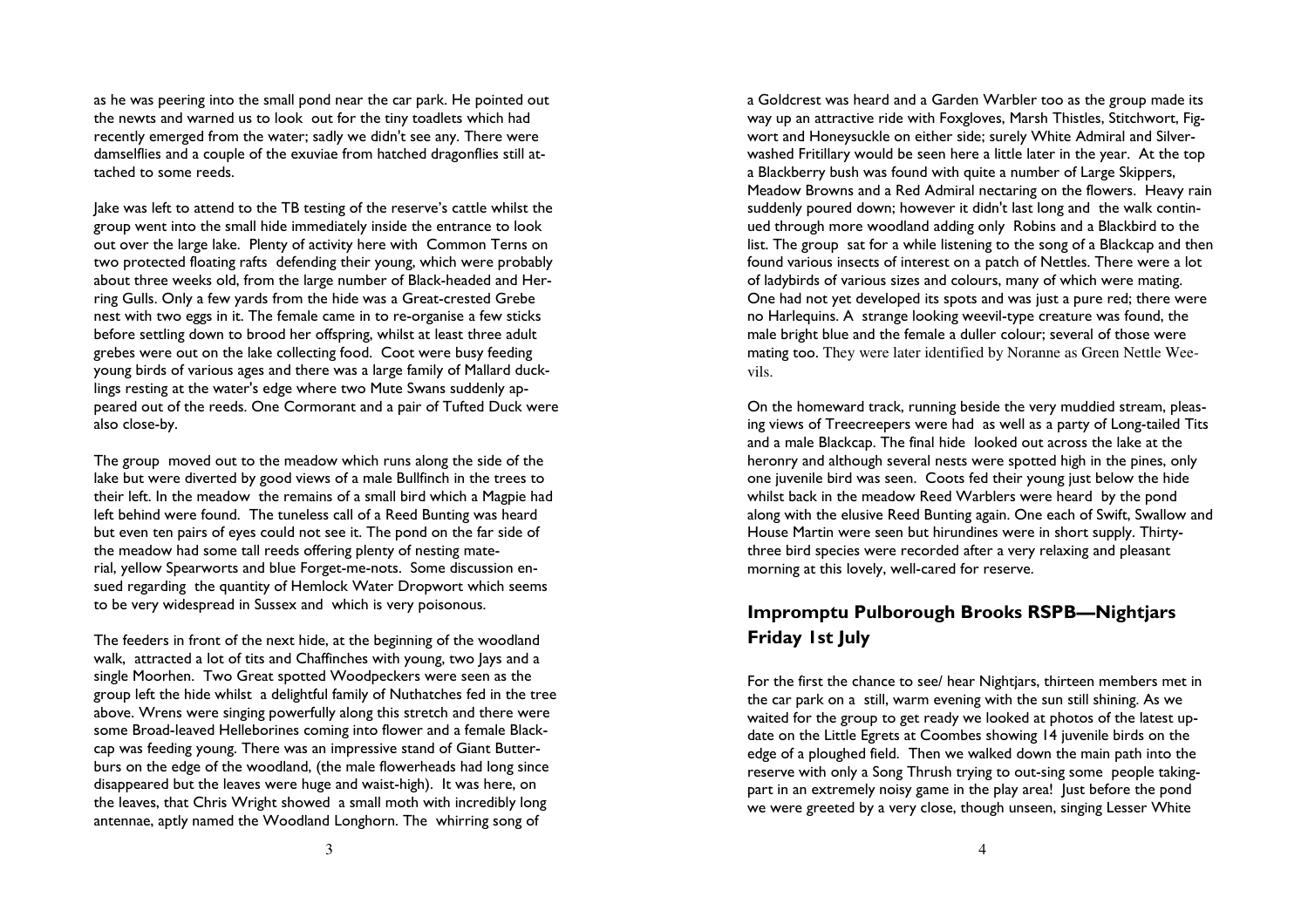as he was peering into the small pond near the car park. He pointed out the newts and warned us to look out for the tiny toadlets which had recently emerged from the water; sadly we didn't see any. There were damselflies and a couple of the exuviae from hatched dragonflies still attached to some reeds.

Jake was left to attend to the TB testing of the reserve's cattle whilst the group went into the small hide immediately inside the entrance to look out over the large lake. Plenty of activity here with Common Terns on two protected floating rafts defending their young, which were probably about three weeks old, from the large number of Black-headed and Herring Gulls. Only a few yards from the hide was a Great-crested Grebe nest with two eggs in it. The female came in to re-organise a few sticks before settling down to brood her offspring, whilst at least three adult grebes were out on the lake collecting food. Coot were busy feeding young birds of various ages and there was a large family of Mallard ducklings resting at the water's edge where two Mute Swans suddenly appeared out of the reeds. One Cormorant and a pair of Tufted Duck were also close-by.

The group moved out to the meadow which runs along the side of the lake but were diverted by good views of a male Bullfinch in the trees to their left. In the meadow the remains of a small bird which a Magpie had left behind were found. The tuneless call of a Reed Bunting was heard but even ten pairs of eyes could not see it. The pond on the far side of the meadow had some tall reeds offering plenty of nesting material, yellow Spearworts and blue Forget-me-nots. Some discussion ensued regarding the quantity of Hemlock Water Dropwort which seems to be very widespread in Sussex and which is very poisonous.

The feeders in front of the next hide, at the beginning of the woodland walk, attracted a lot of tits and Chaffinches with young, two Jays and a single Moorhen. Two Great spotted Woodpeckers were seen as the group left the hide whilst a delightful family of Nuthatches fed in the tree above. Wrens were singing powerfully along this stretch and there were some Broad-leaved Helleborines coming into flower and a female Blackcap was feeding young. There was an impressive stand of Giant Butterburs on the edge of the woodland, (the male flowerheads had long since disappeared but the leaves were huge and waist-high). It was here, on the leaves, that Chris Wright showed a small moth with incredibly long antennae, aptly named the Woodland Longhorn. The whirring song of a Goldcrest was heard and a Garden Warbler too as the group made its way up an attractive ride with Foxgloves, Marsh Thistles, Stitchwort, Figwort and Honeysuckle on either side; surely White Admiral and Silver-washed Fritillary would be seen here a little later in the year. At the top a Blackberry bush was found with quite a number of Large Skippers, Meadow Browns and a Red Admiral nectaring on the flowers. Heavy rain suddenly poured down; however it didn't last long and the walk continued through more woodland adding only Robins and a Blackbird to the list. The group sat for a while listening to the song of a Blackcap and then found various insects of interest on a patch of Nettles. There were a lot of ladybirds of various sizes and colours, many of which were mating. One had not yet developed its spots and was just a pure red; there were no Harlequins. A strange looking weevil-type creature was found, the male bright blue and the female a duller colour; several of those were mating too. They were later identified by Noranne as Green Nettle Weevils.

On the homeward track, running beside the very muddied stream, pleasing views of Treecreepers were had as well as a party of Long-tailed Tits and a male Blackcap. The final hide looked out across the lake at the heronry and although several nests were spotted high in the pines, only one juvenile bird was seen. Coots fed their young just below the hide whilst back in the meadow Reed Warblers were heard by the pond along with the elusive Reed Bunting again. One each of Swift, Swallow and House Martin were seen but hirundines were in short supply. Thirty-three bird species were recorded after a very relaxing and pleasant morning at this lovely, well-cared for reserve.

## Impromptu Pulborough Brooks RSPB—Nightjars Friday 1st July

For the first the chance to see/ hear Nightjars, thirteen members met in the car park on a still, warm evening with the sun still shining. As we waited for the group to get ready we looked at photos of the latest update on the Little Egrets at Coombes showing 14 juvenile birds on the edge of a ploughed field. Then we walked down the main path into the reserve with only a Song Thrush trying to out-sing some people taking-part in an extremely noisy game in the play area! Just before the pond we were greeted by a very close, though unseen, singing Lesser White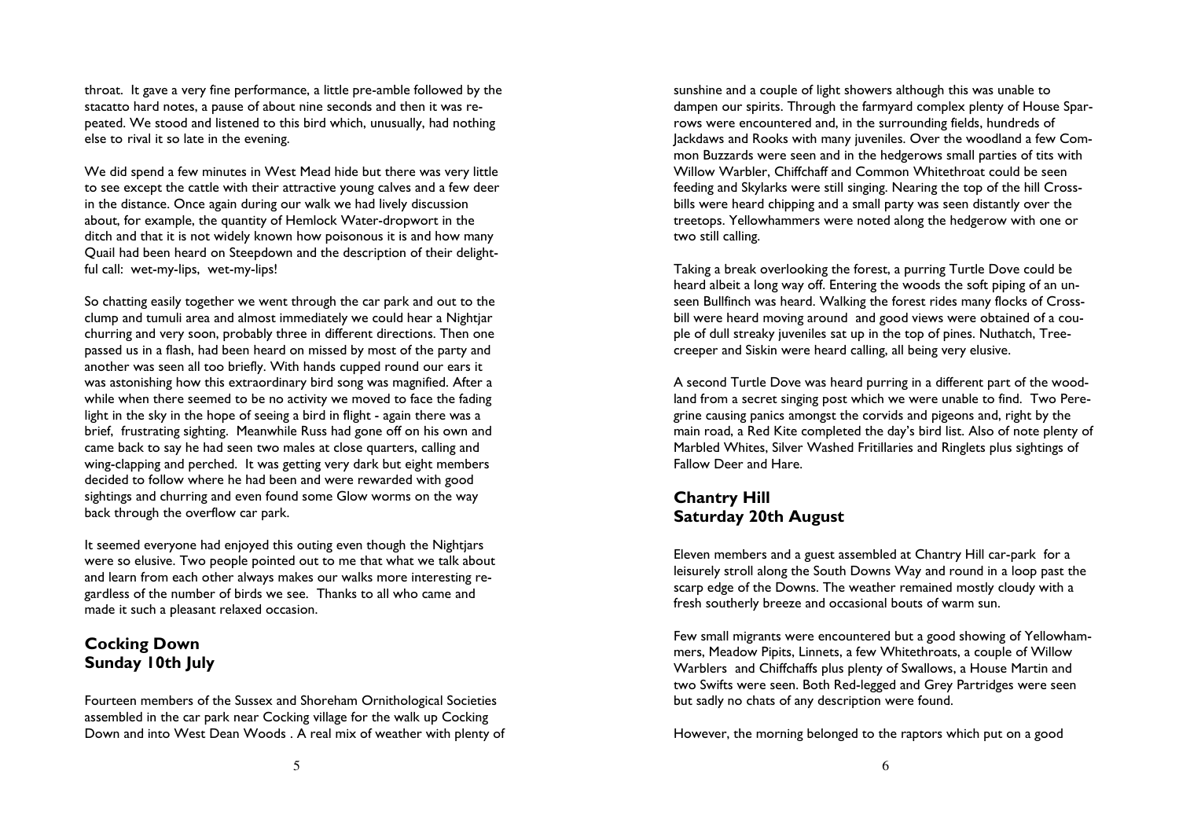throat. It gave a very fine performance, a little pre-amble followed by the stacatto hard notes, a pause of about nine seconds and then it was repeated. We stood and listened to this bird which, unusually, had nothing else to rival it so late in the evening.

We did spend a few minutes in West Mead hide but there was very little to see except the cattle with their attractive young calves and a few deer in the distance. Once again during our walk we had lively discussion about, for example, the quantity of Hemlock Water-dropwort in the ditch and that it is not widely known how poisonous it is and how many Quail had been heard on Steepdown and the description of their delightful call: wet-my-lips, wet-my-lips!

So chatting easily together we went through the car park and out to the clump and tumuli area and almost immediately we could hear a Nightjar churring and very soon, probably three in different directions. Then one passed us in a flash, had been heard on missed by most of the party and another was seen all too briefly. With hands cupped round our ears it was astonishing how this extraordinary bird song was magnified. After a while when there seemed to be no activity we moved to face the fading light in the sky in the hope of seeing a bird in flight - again there was a brief, frustrating sighting. Meanwhile Russ had gone off on his own and came back to say he had seen two males at close quarters, calling and wing-clapping and perched. It was getting very dark but eight members decided to follow where he had been and were rewarded with good sightings and churring and even found some Glow worms on the way back through the overflow car park.

It seemed everyone had enjoyed this outing even though the Nightjars were so elusive. Two people pointed out to me that what we talk about and learn from each other always makes our walks more interesting regardless of the number of birds we see. Thanks to all who came and made it such a pleasant relaxed occasion.

## Cocking Down
## Sunday 10th July

Fourteen members of the Sussex and Shoreham Ornithological Societies assembled in the car park near Cocking village for the walk up Cocking Down and into West Dean Woods . A real mix of weather with plenty of sunshine and a couple of light showers although this was unable to dampen our spirits. Through the farmyard complex plenty of House Sparrows were encountered and, in the surrounding fields, hundreds of Jackdaws and Rooks with many juveniles. Over the woodland a few Common Buzzards were seen and in the hedgerows small parties of tits with Willow Warbler, Chiffchaff and Common Whitethroat could be seen feeding and Skylarks were still singing. Nearing the top of the hill Crossbills were heard chipping and a small party was seen distantly over the treetops. Yellowhammers were noted along the hedgerow with one or two still calling.

Taking a break overlooking the forest, a purring Turtle Dove could be heard albeit a long way off. Entering the woods the soft piping of an unseen Bullfinch was heard. Walking the forest rides many flocks of Crossbill were heard moving around and good views were obtained of a couple of dull streaky juveniles sat up in the top of pines. Nuthatch, Treecreeper and Siskin were heard calling, all being very elusive.

A second Turtle Dove was heard purring in a different part of the woodland from a secret singing post which we were unable to find. Two Peregrine causing panics amongst the corvids and pigeons and, right by the main road, a Red Kite completed the day's bird list. Also of note plenty of Marbled Whites, Silver Washed Fritillaries and Ringlets plus sightings of Fallow Deer and Hare.

## Chantry Hill
## Saturday 20th August

Eleven members and a guest assembled at Chantry Hill car-park for a leisurely stroll along the South Downs Way and round in a loop past the scarp edge of the Downs. The weather remained mostly cloudy with a fresh southerly breeze and occasional bouts of warm sun.

Few small migrants were encountered but a good showing of Yellowhammers, Meadow Pipits, Linnets, a few Whitethroats, a couple of Willow Warblers and Chiffchaffs plus plenty of Swallows, a House Martin and two Swifts were seen. Both Red-legged and Grey Partridges were seen but sadly no chats of any description were found.

However, the morning belonged to the raptors which put on a good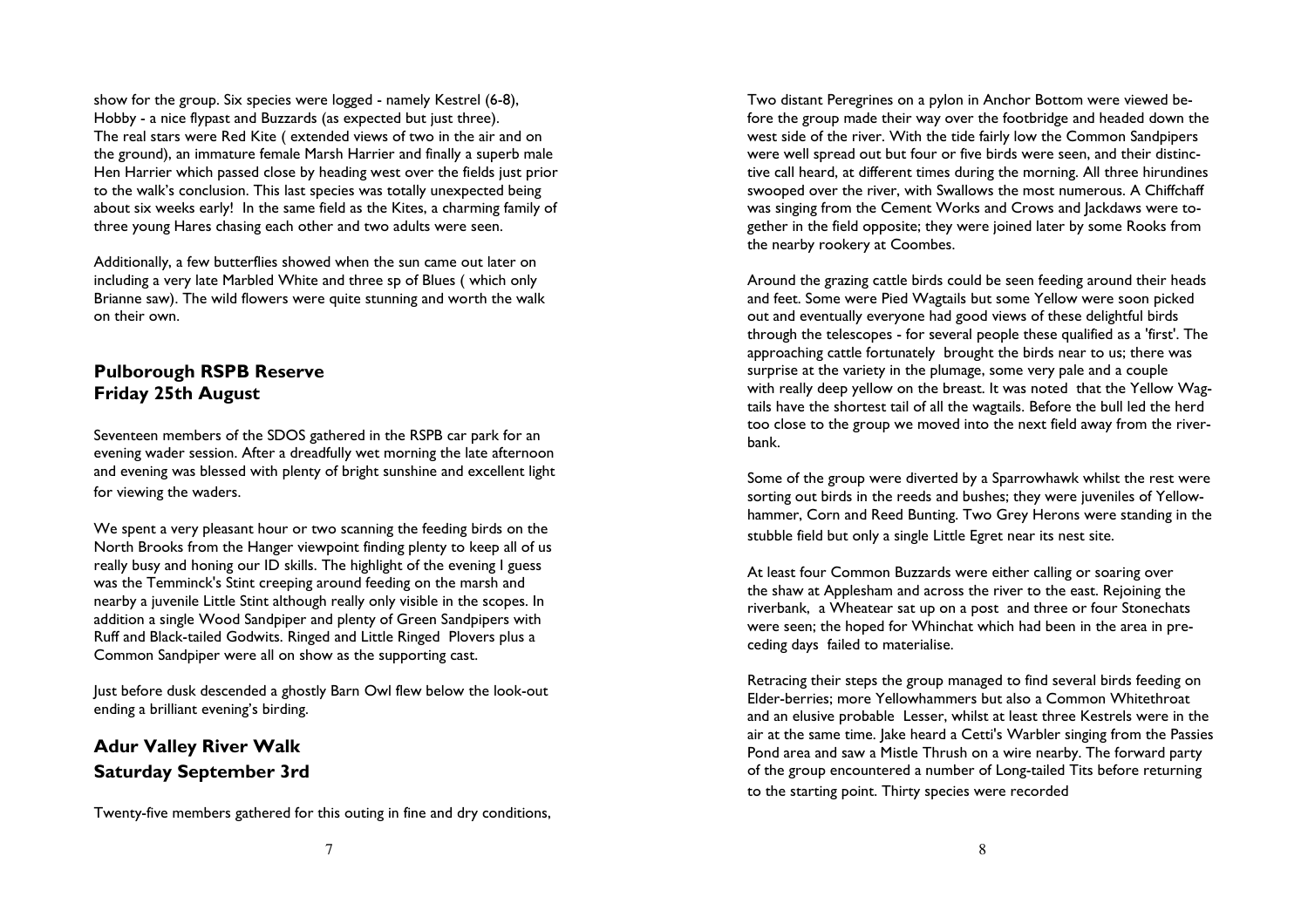show for the group. Six species were logged - namely Kestrel (6-8), Hobby - a nice flypast and Buzzards (as expected but just three). The real stars were Red Kite ( extended views of two in the air and on the ground), an immature female Marsh Harrier and finally a superb male Hen Harrier which passed close by heading west over the fields just prior to the walk's conclusion. This last species was totally unexpected being about six weeks early! In the same field as the Kites, a charming family of three young Hares chasing each other and two adults were seen.

Additionally, a few butterflies showed when the sun came out later on including a very late Marbled White and three sp of Blues ( which only Brianne saw). The wild flowers were quite stunning and worth the walk on their own.

## Pulborough RSPB Reserve
## Friday 25th August

Seventeen members of the SDOS gathered in the RSPB car park for an evening wader session. After a dreadfully wet morning the late afternoon and evening was blessed with plenty of bright sunshine and excellent light for viewing the waders.

We spent a very pleasant hour or two scanning the feeding birds on the North Brooks from the Hanger viewpoint finding plenty to keep all of us really busy and honing our ID skills. The highlight of the evening I guess was the Temminck's Stint creeping around feeding on the marsh and nearby a juvenile Little Stint although really only visible in the scopes. In addition a single Wood Sandpiper and plenty of Green Sandpipers with Ruff and Black-tailed Godwits. Ringed and Little Ringed Plovers plus a Common Sandpiper were all on show as the supporting cast.

Just before dusk descended a ghostly Barn Owl flew below the look-out ending a brilliant evening's birding.

## Adur Valley River Walk
## Saturday September 3rd

Twenty-five members gathered for this outing in fine and dry conditions,

Two distant Peregrines on a pylon in Anchor Bottom were viewed before the group made their way over the footbridge and headed down the west side of the river. With the tide fairly low the Common Sandpipers were well spread out but four or five birds were seen, and their distinctive call heard, at different times during the morning. All three hirundines swooped over the river, with Swallows the most numerous. A Chiffchaff was singing from the Cement Works and Crows and Jackdaws were together in the field opposite; they were joined later by some Rooks from the nearby rookery at Coombes.

Around the grazing cattle birds could be seen feeding around their heads and feet. Some were Pied Wagtails but some Yellow were soon picked out and eventually everyone had good views of these delightful birds through the telescopes - for several people these qualified as a 'first'. The approaching cattle fortunately brought the birds near to us; there was surprise at the variety in the plumage, some very pale and a couple with really deep yellow on the breast. It was noted that the Yellow Wagtails have the shortest tail of all the wagtails. Before the bull led the herd too close to the group we moved into the next field away from the riverbank.

Some of the group were diverted by a Sparrowhawk whilst the rest were sorting out birds in the reeds and bushes; they were juveniles of Yellowhammer, Corn and Reed Bunting. Two Grey Herons were standing in the stubble field but only a single Little Egret near its nest site.

At least four Common Buzzards were either calling or soaring over the shaw at Applesham and across the river to the east. Rejoining the riverbank, a Wheatear sat up on a post and three or four Stonechats were seen; the hoped for Whinchat which had been in the area in preceding days failed to materialise.

Retracing their steps the group managed to find several birds feeding on Elder-berries; more Yellowhammers but also a Common Whitethroat and an elusive probable Lesser, whilst at least three Kestrels were in the air at the same time. Jake heard a Cetti's Warbler singing from the Passies Pond area and saw a Mistle Thrush on a wire nearby. The forward party of the group encountered a number of Long-tailed Tits before returning to the starting point. Thirty species were recorded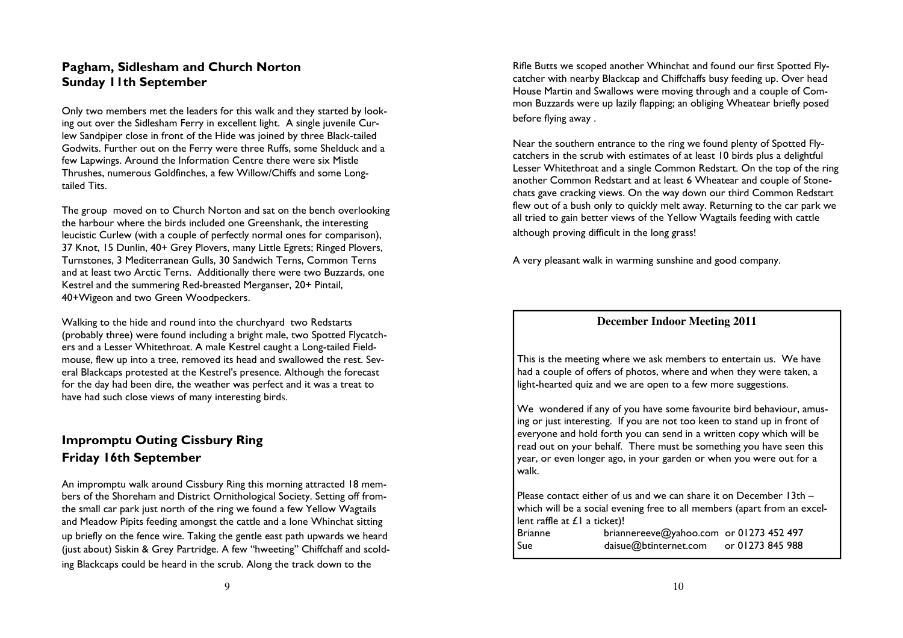## Pagham, Sidlesham and Church Norton
## Sunday 11th September

Only two members met the leaders for this walk and they started by looking out over the Sidlesham Ferry in excellent light. A single juvenile Curlew Sandpiper close in front of the Hide was joined by three Black-tailed Godwits. Further out on the Ferry were three Ruffs, some Shelduck and a few Lapwings. Around the Information Centre there were six Mistle Thrushes, numerous Goldfinches, a few Willow/Chiffs and some Long-tailed Tits.

The group moved on to Church Norton and sat on the bench overlooking the harbour where the birds included one Greenshank, the interesting leucistic Curlew (with a couple of perfectly normal ones for comparison), 37 Knot, 15 Dunlin, 40+ Grey Plovers, many Little Egrets; Ringed Plovers, Turnstones, 3 Mediterranean Gulls, 30 Sandwich Terns, Common Terns and at least two Arctic Terns. Additionally there were two Buzzards, one Kestrel and the summering Red-breasted Merganser, 20+ Pintail, 40+Wigeon and two Green Woodpeckers.

Walking to the hide and round into the churchyard two Redstarts (probably three) were found including a bright male, two Spotted Flycatchers and a Lesser Whitethroat. A male Kestrel caught a Long-tailed Field-mouse, flew up into a tree, removed its head and swallowed the rest. Several Blackcaps protested at the Kestrel's presence. Although the forecast for the day had been dire, the weather was perfect and it was a treat to have had such close views of many interesting birds.

## Impromptu Outing Cissbury Ring
## Friday 16th September

An impromptu walk around Cissbury Ring this morning attracted 18 members of the Shoreham and District Ornithological Society. Setting off fromthe small car park just north of the ring we found a few Yellow Wagtails and Meadow Pipits feeding amongst the cattle and a lone Whinchat sitting up briefly on the fence wire. Taking the gentle east path upwards we heard (just about) Siskin & Grey Partridge. A few "hweeting" Chiffchaff and scolding Blackcaps could be heard in the scrub. Along the track down to the Rifle Butts we scoped another Whinchat and found our first Spotted Flycatcher with nearby Blackcap and Chiffchaffs busy feeding up. Over head House Martin and Swallows were moving through and a couple of Common Buzzards were up lazily flapping; an obliging Wheatear briefly posed before flying away .

Near the southern entrance to the ring we found plenty of Spotted Flycatchers in the scrub with estimates of at least 10 birds plus a delightful Lesser Whitethroat and a single Common Redstart. On the top of the ring another Common Redstart and at least 6 Wheatear and couple of Stonechats gave cracking views. On the way down our third Common Redstart flew out of a bush only to quickly melt away. Returning to the car park we all tried to gain better views of the Yellow Wagtails feeding with cattle although proving difficult in the long grass!

A very pleasant walk in warming sunshine and good company.

---

### December Indoor Meeting 2011

This is the meeting where we ask members to entertain us. We have had a couple of offers of photos, where and when they were taken, a light-hearted quiz and we are open to a few more suggestions.

We wondered if any of you have some favourite bird behaviour, amusing or just interesting. If you are not too keen to stand up in front of everyone and hold forth you can send in a written copy which will be read out on your behalf. There must be something you have seen this year, or even longer ago, in your garden or when you were out for a walk.

Please contact either of us and we can share it on December 13th – which will be a social evening free to all members (apart from an excellent raffle at £1 a ticket)!

| | | |
|---|---|---|
| Brianne | briannereeve@yahoo.com | or 01273 452 497 |
| Sue | daisue@btinternet.com | or 01273 845 988 |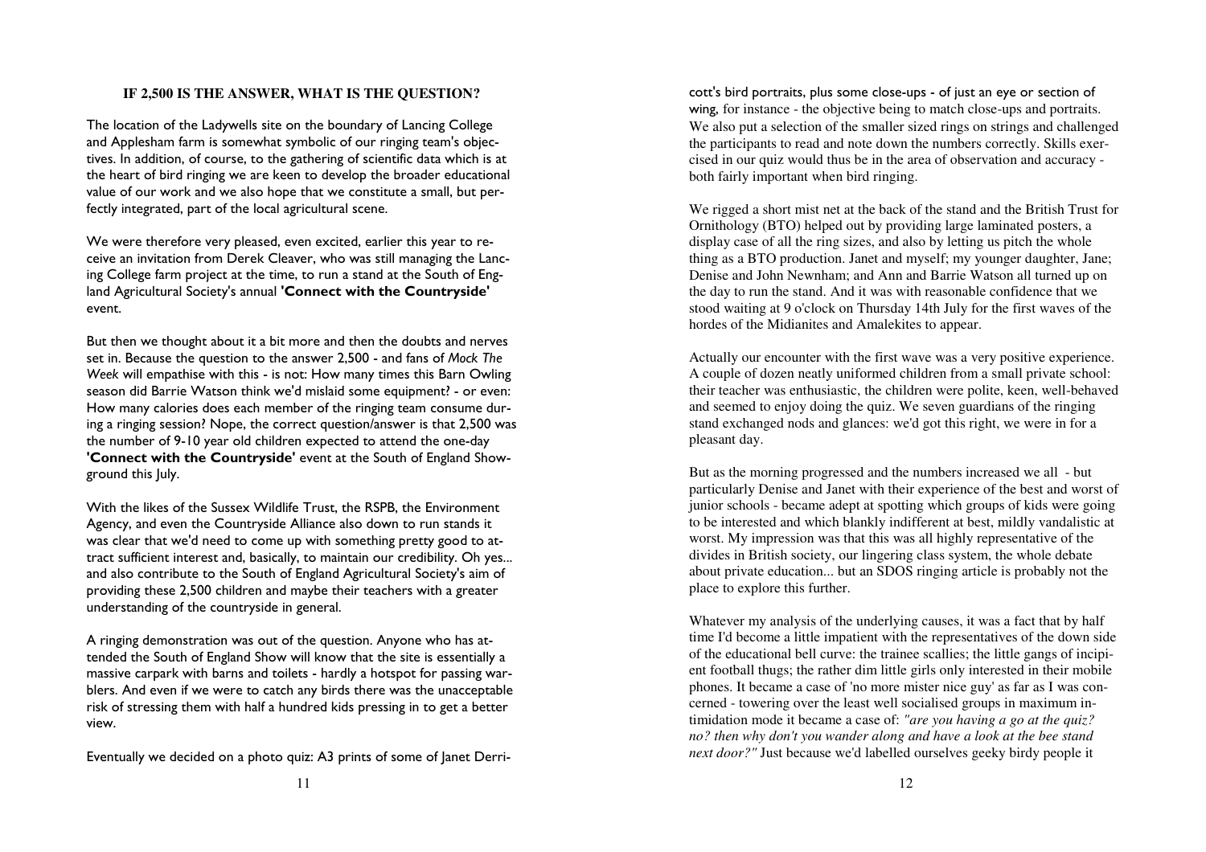## IF 2,500 IS THE ANSWER, WHAT IS THE QUESTION?

The location of the Ladywells site on the boundary of Lancing College and Applesham farm is somewhat symbolic of our ringing team's objectives. In addition, of course, to the gathering of scientific data which is at the heart of bird ringing we are keen to develop the broader educational value of our work and we also hope that we constitute a small, but perfectly integrated, part of the local agricultural scene.

We were therefore very pleased, even excited, earlier this year to receive an invitation from Derek Cleaver, who was still managing the Lancing College farm project at the time, to run a stand at the South of England Agricultural Society's annual **'Connect with the Countryside'** event.

But then we thought about it a bit more and then the doubts and nerves set in. Because the question to the answer 2,500 - and fans of *Mock The Week* will empathise with this - is not: How many times this Barn Owling season did Barrie Watson think we'd mislaid some equipment? - or even: How many calories does each member of the ringing team consume during a ringing session? Nope, the correct question/answer is that 2,500 was the number of 9-10 year old children expected to attend the one-day **'Connect with the Countryside'** event at the South of England Showground this July.

With the likes of the Sussex Wildlife Trust, the RSPB, the Environment Agency, and even the Countryside Alliance also down to run stands it was clear that we'd need to come up with something pretty good to attract sufficient interest and, basically, to maintain our credibility. Oh yes... and also contribute to the South of England Agricultural Society's aim of providing these 2,500 children and maybe their teachers with a greater understanding of the countryside in general.

A ringing demonstration was out of the question. Anyone who has attended the South of England Show will know that the site is essentially a massive carpark with barns and toilets - hardly a hotspot for passing warblers. And even if we were to catch any birds there was the unacceptable risk of stressing them with half a hundred kids pressing in to get a better view.

Eventually we decided on a photo quiz: A3 prints of some of Janet Derricott's bird portraits, plus some close-ups - of just an eye or section of wing, for instance - the objective being to match close-ups and portraits. We also put a selection of the smaller sized rings on strings and challenged the participants to read and note down the numbers correctly. Skills exercised in our quiz would thus be in the area of observation and accuracy - both fairly important when bird ringing.

We rigged a short mist net at the back of the stand and the British Trust for Ornithology (BTO) helped out by providing large laminated posters, a display case of all the ring sizes, and also by letting us pitch the whole thing as a BTO production. Janet and myself; my younger daughter, Jane; Denise and John Newnham; and Ann and Barrie Watson all turned up on the day to run the stand. And it was with reasonable confidence that we stood waiting at 9 o'clock on Thursday 14th July for the first waves of the hordes of the Midianites and Amalekites to appear.

Actually our encounter with the first wave was a very positive experience. A couple of dozen neatly uniformed children from a small private school: their teacher was enthusiastic, the children were polite, keen, well-behaved and seemed to enjoy doing the quiz. We seven guardians of the ringing stand exchanged nods and glances: we'd got this right, we were in for a pleasant day.

But as the morning progressed and the numbers increased we all - but particularly Denise and Janet with their experience of the best and worst of junior schools - became adept at spotting which groups of kids were going to be interested and which blankly indifferent at best, mildly vandalistic at worst. My impression was that this was all highly representative of the divides in British society, our lingering class system, the whole debate about private education... but an SDOS ringing article is probably not the place to explore this further.

Whatever my analysis of the underlying causes, it was a fact that by half time I'd become a little impatient with the representatives of the down side of the educational bell curve: the trainee scallies; the little gangs of incipient football thugs; the rather dim little girls only interested in their mobile phones. It became a case of 'no more mister nice guy' as far as I was concerned - towering over the least well socialised groups in maximum intimidation mode it became a case of: *"are you having a go at the quiz? no? then why don't you wander along and have a look at the bee stand next door?"* Just because we'd labelled ourselves geeky birdy people it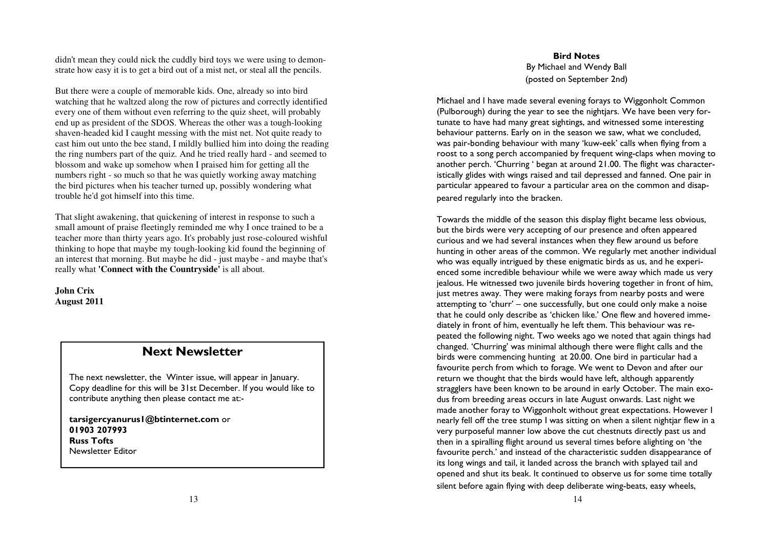didn't mean they could nick the cuddly bird toys we were using to demonstrate how easy it is to get a bird out of a mist net, or steal all the pencils.

But there were a couple of memorable kids. One, already so into bird watching that he waltzed along the row of pictures and correctly identified every one of them without even referring to the quiz sheet, will probably end up as president of the SDOS. Whereas the other was a tough-looking shaven-headed kid I caught messing with the mist net. Not quite ready to cast him out unto the bee stand, I mildly bullied him into doing the reading the ring numbers part of the quiz. And he tried really hard - and seemed to blossom and wake up somehow when I praised him for getting all the numbers right - so much so that he was quietly working away matching the bird pictures when his teacher turned up, possibly wondering what trouble he'd got himself into this time.

That slight awakening, that quickening of interest in response to such a small amount of praise fleetingly reminded me why I once trained to be a teacher more than thirty years ago. It's probably just rose-coloured wishful thinking to hope that maybe my tough-looking kid found the beginning of an interest that morning. But maybe he did - just maybe - and maybe that's really what **'Connect with the Countryside'** is all about.

**John Crix**
**August 2011**

## Next Newsletter

The next newsletter, the Winter issue, will appear in January. Copy deadline for this will be 31st December. If you would like to contribute anything then please contact me at:-

**tarsigercyanurus1@btinternet.com** or
**01903 207993**
**Russ Tofts**
Newsletter Editor

### Bird Notes

By Michael and Wendy Ball
(posted on September 2nd)

Michael and I have made several evening forays to Wiggonholt Common (Pulborough) during the year to see the nightjars. We have been very fortunate to have had many great sightings, and witnessed some interesting behaviour patterns. Early on in the season we saw, what we concluded, was pair-bonding behaviour with many 'kuw-eek' calls when flying from a roost to a song perch accompanied by frequent wing-claps when moving to another perch. 'Churring ' began at around 21.00. The flight was characteristically glides with wings raised and tail depressed and fanned. One pair in particular appeared to favour a particular area on the common and disappeared regularly into the bracken.

Towards the middle of the season this display flight became less obvious, but the birds were very accepting of our presence and often appeared curious and we had several instances when they flew around us before hunting in other areas of the common. We regularly met another individual who was equally intrigued by these enigmatic birds as us, and he experienced some incredible behaviour while we were away which made us very jealous. He witnessed two juvenile birds hovering together in front of him, just metres away. They were making forays from nearby posts and were attempting to 'churr' – one successfully, but one could only make a noise that he could only describe as 'chicken like.' One flew and hovered immediately in front of him, eventually he left them. This behaviour was repeated the following night. Two weeks ago we noted that again things had changed. 'Churring' was minimal although there were flight calls and the birds were commencing hunting at 20.00. One bird in particular had a favourite perch from which to forage. We went to Devon and after our return we thought that the birds would have left, although apparently stragglers have been known to be around in early October. The main exodus from breeding areas occurs in late August onwards. Last night we made another foray to Wiggonholt without great expectations. However I nearly fell off the tree stump I was sitting on when a silent nightjar flew in a very purposeful manner low above the cut chestnuts directly past us and then in a spiralling flight around us several times before alighting on 'the favourite perch.' and instead of the characteristic sudden disappearance of its long wings and tail, it landed across the branch with splayed tail and opened and shut its beak. It continued to observe us for some time totally silent before again flying with deep deliberate wing-beats, easy wheels,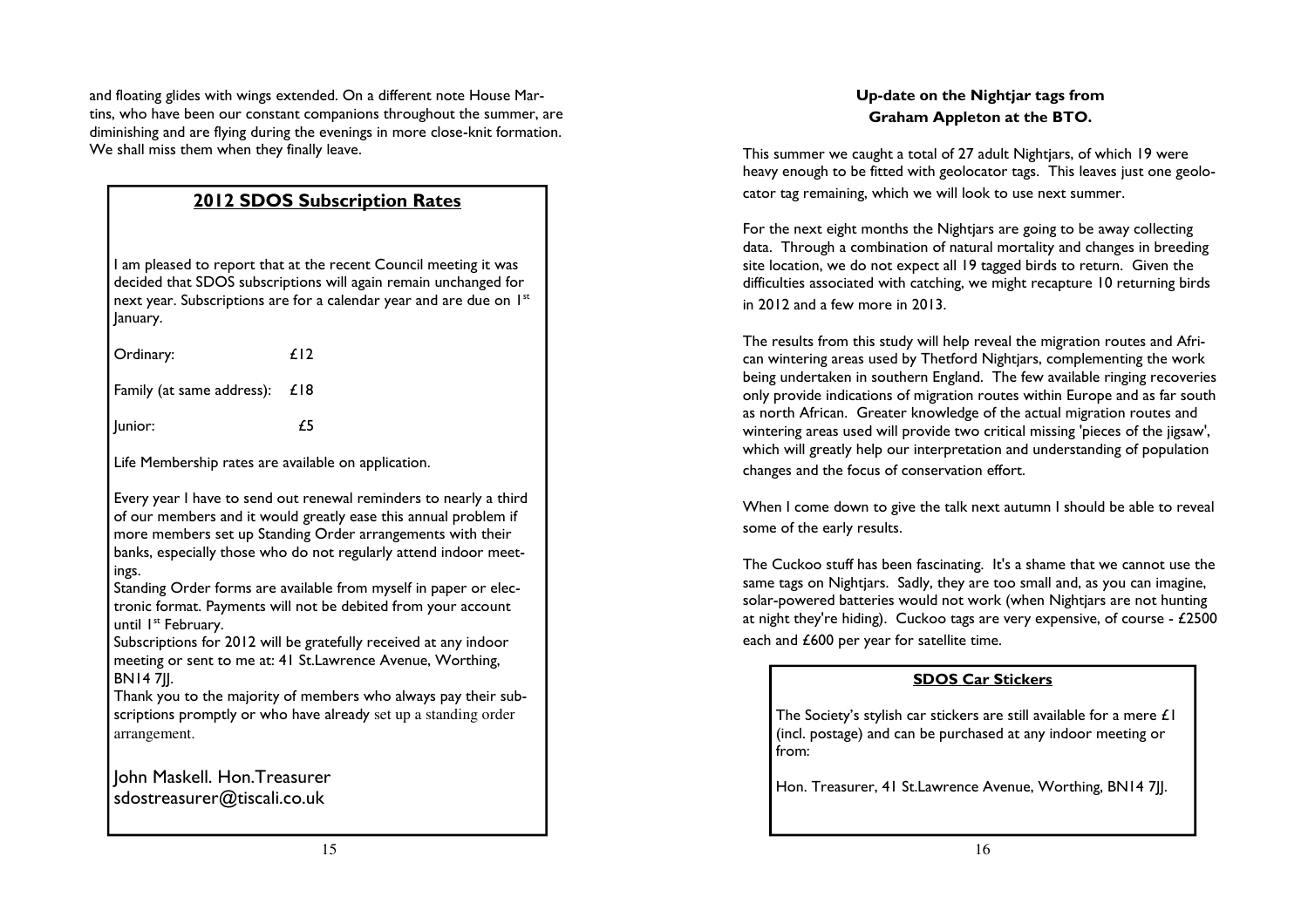and floating glides with wings extended. On a different note House Martins, who have been our constant companions throughout the summer, are diminishing and are flying during the evenings in more close-knit formation. We shall miss them when they finally leave.

## 2012 SDOS Subscription Rates

I am pleased to report that at the recent Council meeting it was decided that SDOS subscriptions will again remain unchanged for next year. Subscriptions are for a calendar year and are due on 1st January.

| | |
|---|---|
| Ordinary: | £12 |
| Family (at same address): | £18 |
| Junior: | £5 |

Life Membership rates are available on application.

Every year I have to send out renewal reminders to nearly a third of our members and it would greatly ease this annual problem if more members set up Standing Order arrangements with their banks, especially those who do not regularly attend indoor meetings.

Standing Order forms are available from myself in paper or electronic format. Payments will not be debited from your account until 1st February.

Subscriptions for 2012 will be gratefully received at any indoor meeting or sent to me at: 41 St.Lawrence Avenue, Worthing, BN14 7JJ.

Thank you to the majority of members who always pay their subscriptions promptly or who have already set up a standing order arrangement.

John Maskell. Hon.Treasurer
sdostreasurer@tiscali.co.uk

## Up-date on the Nightjar tags from Graham Appleton at the BTO.

This summer we caught a total of 27 adult Nightjars, of which 19 were heavy enough to be fitted with geolocator tags. This leaves just one geolocator tag remaining, which we will look to use next summer.

For the next eight months the Nightjars are going to be away collecting data. Through a combination of natural mortality and changes in breeding site location, we do not expect all 19 tagged birds to return. Given the difficulties associated with catching, we might recapture 10 returning birds in 2012 and a few more in 2013.

The results from this study will help reveal the migration routes and African wintering areas used by Thetford Nightjars, complementing the work being undertaken in southern England. The few available ringing recoveries only provide indications of migration routes within Europe and as far south as north African. Greater knowledge of the actual migration routes and wintering areas used will provide two critical missing 'pieces of the jigsaw', which will greatly help our interpretation and understanding of population changes and the focus of conservation effort.

When I come down to give the talk next autumn I should be able to reveal some of the early results.

The Cuckoo stuff has been fascinating. It's a shame that we cannot use the same tags on Nightjars. Sadly, they are too small and, as you can imagine, solar-powered batteries would not work (when Nightjars are not hunting at night they're hiding). Cuckoo tags are very expensive, of course - £2500 each and £600 per year for satellite time.

## SDOS Car Stickers

The Society's stylish car stickers are still available for a mere £1 (incl. postage) and can be purchased at any indoor meeting or from:

Hon. Treasurer, 41 St.Lawrence Avenue, Worthing, BN14 7JJ.